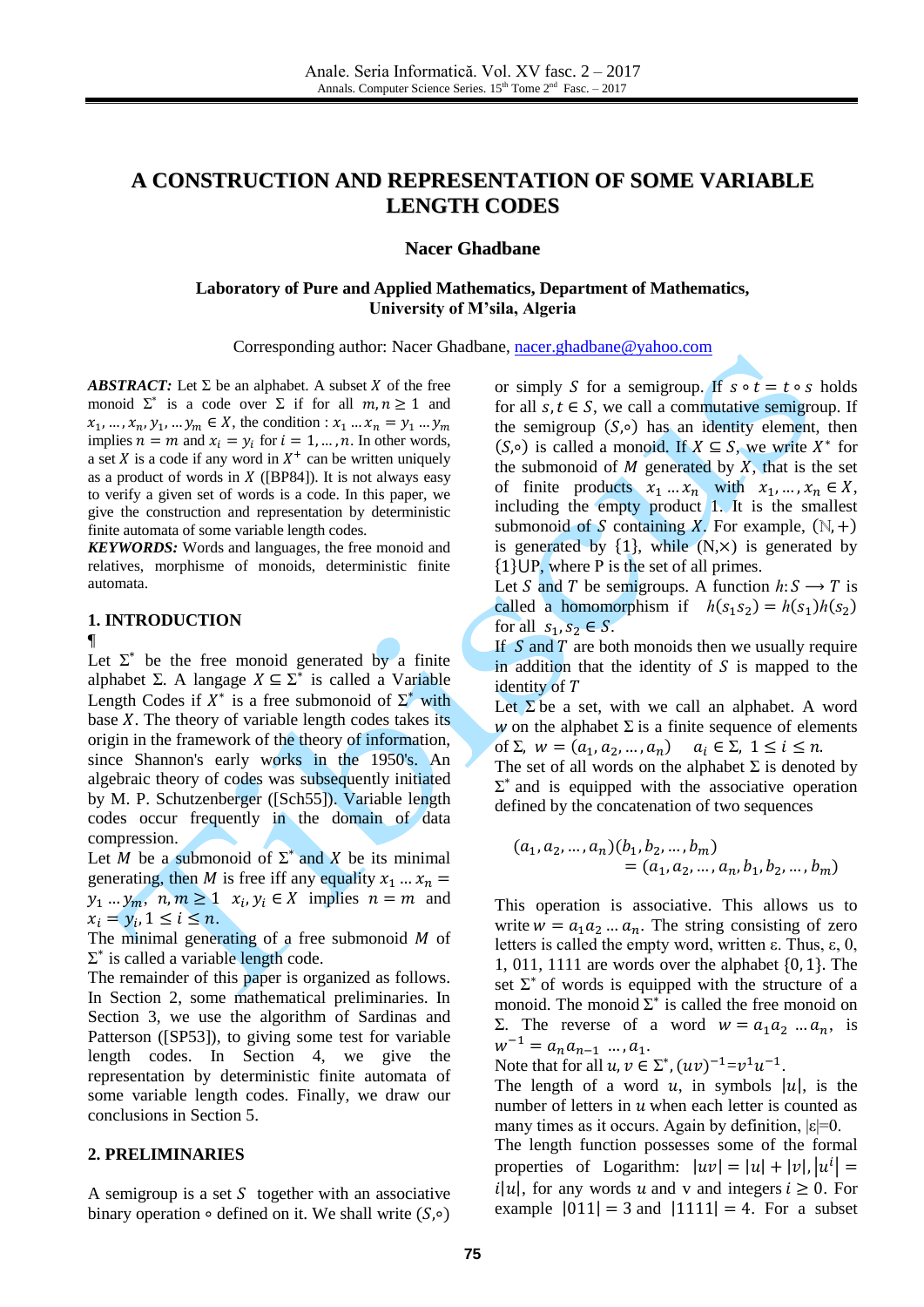# A CONSTRUCTION AND REPRESENTATION OF SOME VARIABLE LENGTH CODES

**Nacer Ghadbane**

**Laboratory of Pure and Applied Mathematics, Department of Mathematics, University of M'sila, Algeria**

Corresponding author: Nacer Ghadbane, nacer.ghadbane@yahoo.com

***ABSTRACT:*** Let $\Sigma$ be an alphabet. A subset $X$ of the free monoid $\Sigma^*$ is a code over $\Sigma$ if for all $m, n \geq 1$ and $x_1, \ldots, x_n, y_1, \ldots y_m \in X$, the condition : $x_1 \ldots x_n = y_1 \ldots y_m$ implies $n = m$ and $x_i = y_i$ for $i = 1, \ldots, n$. In other words, a set $X$ is a code if any word in $X^+$ can be written uniquely as a product of words in $X$ ([BP84]). It is not always easy to verify a given set of words is a code. In this paper, we give the construction and representation by deterministic finite automata of some variable length codes.

***KEYWORDS:*** Words and languages, the free monoid and relatives, morphisme of monoids, deterministic finite automata.

## 1. INTRODUCTION

¶

Let $\Sigma^*$ be the free monoid generated by a finite alphabet $\Sigma$. A langage $X \subseteq \Sigma^*$ is called a Variable Length Codes if $X^*$ is a free submonoid of $\Sigma^*$ with base $X$. The theory of variable length codes takes its origin in the framework of the theory of information, since Shannon's early works in the 1950's. An algebraic theory of codes was subsequently initiated by M. P. Schutzenberger ([Sch55]). Variable length codes occur frequently in the domain of data compression.

Let $M$ be a submonoid of $\Sigma^*$ and $X$ be its minimal generating, then $M$ is free iff any equality $x_1 \ldots x_n = y_1 \ldots y_m$, $n, m \geq 1$ $x_i, y_i \in X$ implies $n = m$ and $x_i = y_i, 1 \leq i \leq n$.

The minimal generating of a free submonoid $M$ of $\Sigma^*$ is called a variable length code.

The remainder of this paper is organized as follows. In Section 2, some mathematical preliminaries. In Section 3, we use the algorithm of Sardinas and Patterson ([SP53]), to giving some test for variable length codes. In Section 4, we give the representation by deterministic finite automata of some variable length codes. Finally, we draw our conclusions in Section 5.

## 2. PRELIMINARIES

A semigroup is a set $S$ together with an associative binary operation $\circ$ defined on it. We shall write $(S,\circ)$ or simply $S$ for a semigroup. If $s \circ t = t \circ s$ holds for all $s, t \in S$, we call a commutative semigroup. If the semigroup $(S,\circ)$ has an identity element, then $(S,\circ)$ is called a monoid. If $X \subseteq S$, we write $X^*$ for the submonoid of $M$ generated by $X$, that is the set of finite products $x_1 \ldots x_n$ with $x_1, \ldots, x_n \in X$, including the empty product 1. It is the smallest submonoid of $S$ containing $X$. For example, $(\mathbb{N}, +)$ is generated by $\{1\}$, while $(\mathrm{N}, \times)$ is generated by $\{1\}\mathrm{UP}$, where P is the set of all primes.

Let $S$ and $T$ be semigroups. A function $h: S \longrightarrow T$ is called a homomorphism if $h(s_1 s_2) = h(s_1)h(s_2)$ for all $s_1, s_2 \in S$.

If $S$ and $T$ are both monoids then we usually require in addition that the identity of $S$ is mapped to the identity of $T$

Let $\Sigma$ be a set, with we call an alphabet. A word $w$ on the alphabet $\Sigma$ is a finite sequence of elements of $\Sigma$, $w = (a_1, a_2, \ldots, a_n)$ $\quad a_i \in \Sigma$, $1 \leq i \leq n$.

The set of all words on the alphabet $\Sigma$ is denoted by $\Sigma^*$ and is equipped with the associative operation defined by the concatenation of two sequences

$$(a_1, a_2, \ldots, a_n)(b_1, b_2, \ldots, b_m) = (a_1, a_2, \ldots, a_n, b_1, b_2, \ldots, b_m)$$

This operation is associative. This allows us to write $w = a_1 a_2 \ldots a_n$. The string consisting of zero letters is called the empty word, written ε. Thus, ε, 0, 1, 011, 1111 are words over the alphabet $\{0, 1\}$. The set $\Sigma^*$ of words is equipped with the structure of a monoid. The monoid $\Sigma^*$ is called the free monoid on $\Sigma$. The reverse of a word $w = a_1 a_2 \ldots a_n$, is $w^{-1} = a_n a_{n-1} \ldots, a_1$.

Note that for all $u, v \in \Sigma^*$, $(uv)^{-1} = v^1 u^{-1}$.

The length of a word $u$, in symbols $|u|$, is the number of letters in $u$ when each letter is counted as many times as it occurs. Again by definition, $|\varepsilon|=0$.

The length function possesses some of the formal properties of Logarithm: $|uv| = |u| + |v|, |u^i| = i|u|$, for any words $u$ and v and integers $i \geq 0$. For example $|011| = 3$ and $|1111| = 4$. For a subset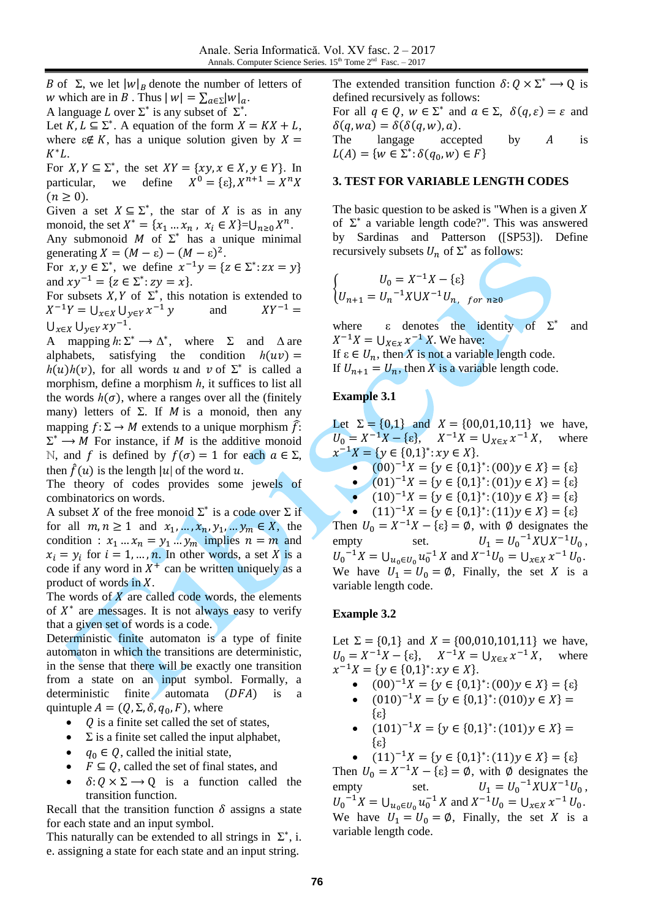$B$ of $\Sigma$, we let $|w|_B$ denote the number of letters of $w$ which are in $B$ . Thus $|w| = \sum_{a\in\Sigma}|w|_a$.

A language $L$ over $\Sigma^*$ is any subset of $\Sigma^*$.

Let $K, L \subseteq \Sigma^*$. A equation of the form $X = KX + L$, where $\varepsilon \notin K$, has a unique solution given by $X = K^*L$.

For $X, Y \subseteq \Sigma^*$, the set $XY = \{xy, x \in X, y \in Y\}$. In particular, we define $X^0 = \{\varepsilon\}, X^{n+1} = X^n X$ $(n \geq 0)$.

Given a set $X \subseteq \Sigma^*$, the star of $X$ is as in any monoid, the set $X^* = \{x_1 \dots x_n ,\ x_i \in X\} = \bigcup_{n\geq 0} X^n$.

Any submonoid $M$ of $\Sigma^*$ has a unique minimal generating $X = (M - \varepsilon) - (M - \varepsilon)^2$.

For $x, y \in \Sigma^*$, we define $x^{-1}y = \{z \in \Sigma^* : zx = y\}$ and $xy^{-1} = \{z \in \Sigma^* : zy = x\}$.

For subsets $X, Y$ of $\Sigma^*$, this notation is extended to $X^{-1}Y = \bigcup_{x\in X}\bigcup_{y\in Y} x^{-1}y$ and $XY^{-1} = \bigcup_{x\in X}\bigcup_{y\in Y} xy^{-1}$.

A mapping $h: \Sigma^* \longrightarrow \Delta^*$, where $\Sigma$ and $\Delta$ are alphabets, satisfying the condition $h(uv) = h(u)h(v)$, for all words $u$ and $v$ of $\Sigma^*$ is called a morphism, define a morphism $h$, it suffices to list all the words $h(\sigma)$, where a ranges over all the (finitely many) letters of $\Sigma$. If $M$ is a monoid, then any mapping $f: \Sigma \rightarrow M$ extends to a unique morphism $\hat{f}$: $\Sigma^* \longrightarrow M$ For instance, if $M$ is the additive monoid $\mathbb{N}$, and $f$ is defined by $f(\sigma) = 1$ for each $a \in \Sigma$, then $\hat{f}(u)$ is the length $|u|$ of the word $u$.

The theory of codes provides some jewels of combinatorics on words.

A subset $X$ of the free monoid $\Sigma^*$ is a code over $\Sigma$ if for all $m, n \geq 1$ and $x_1, \dots, x_n, y_1, \dots y_m \in X$, the condition : $x_1 \dots x_n = y_1 \dots y_m$ implies $n = m$ and $x_i = y_i$ for $i = 1, \dots, n$. In other words, a set $X$ is a code if any word in $X^+$ can be written uniquely as a product of words in $X$.

The words of $X$ are called code words, the elements of $X^*$ are messages. It is not always easy to verify that a given set of words is a code.

Deterministic finite automaton is a type of finite automaton in which the transitions are deterministic, in the sense that there will be exactly one transition from a state on an input symbol. Formally, a deterministic finite automata $(DFA)$ is a quintuple $A = (Q, \Sigma, \delta, q_0, F)$, where

- $Q$ is a finite set called the set of states,
- $\Sigma$ is a finite set called the input alphabet,
- $q_0 \in Q$, called the initial state,
- $F \subseteq Q$, called the set of final states, and
- $\delta: Q \times \Sigma \longrightarrow \mathrm{Q}$ is a function called the transition function.

Recall that the transition function $\delta$ assigns a state for each state and an input symbol.

This naturally can be extended to all strings in $\Sigma^*$, i. e. assigning a state for each state and an input string.

The extended transition function $\delta: Q \times \Sigma^* \longrightarrow \mathrm{Q}$ is defined recursively as follows:

For all $q \in Q$, $w \in \Sigma^*$ and $a \in \Sigma$, $\delta(q, \varepsilon) = \varepsilon$ and $\delta(q, wa) = \delta(\delta(q, w), a)$.

The langage accepted by $A$ is $L(A) = \{w \in \Sigma^* : \delta(q_0, w) \in F\}$

## 3. TEST FOR VARIABLE LENGTH CODES

The basic question to be asked is "When is a given $X$ of $\Sigma^*$ a variable length code?". This was answered by Sardinas and Patterson ([SP53]). Define recursively subsets $U_n$ of $\Sigma^*$ as follows:

$$
\begin{cases} U_0 = X^{-1}X - \{\varepsilon\} \\ U_{n+1} = U_n{}^{-1}X \cup X^{-1}U_n, \quad for\ n\geq 0 \end{cases}
$$

where $\varepsilon$ denotes the identity of $\Sigma^*$ and $X^{-1}X = \bigcup_{x\in X} x^{-1}X$. We have:

If $\varepsilon \in U_n$, then $X$ is not a variable length code.

If $U_{n+1} = U_n$, then $X$ is a variable length code.

**Example 3.1**

Let $\Sigma = \{0,1\}$ and $X = \{00,01,10,11\}$ we have, $U_0 = X^{-1}X - \{\varepsilon\}$, $X^{-1}X = \bigcup_{x\in X} x^{-1}X$, where $x^{-1}X = \{y \in \{0,1\}^* : xy \in X\}$.

- $(00)^{-1}X = \{y \in \{0,1\}^* : (00)y \in X\} = \{\varepsilon\}$
- $(01)^{-1}X = \{y \in \{0,1\}^* : (01)y \in X\} = \{\varepsilon\}$
- $(10)^{-1}X = \{y \in \{0,1\}^* : (10)y \in X\} = \{\varepsilon\}$
- $(11)^{-1}X = \{y \in \{0,1\}^* : (11)y \in X\} = \{\varepsilon\}$

Then $U_0 = X^{-1}X - \{\varepsilon\} = \emptyset$, with $\emptyset$ designates the empty set. $U_1 = U_0{}^{-1}X \cup X^{-1}U_0$, $U_0{}^{-1}X = \bigcup_{u_0\in U_0} u_0^{-1}X$ and $X^{-1}U_0 = \bigcup_{x\in X} x^{-1}U_0$.

We have $U_1 = U_0 = \emptyset$, Finally, the set $X$ is a variable length code.

**Example 3.2**

Let $\Sigma = \{0,1\}$ and $X = \{00,010,101,11\}$ we have, $U_0 = X^{-1}X - \{\varepsilon\}$, $X^{-1}X = \bigcup_{x\in X} x^{-1}X$, where $x^{-1}X = \{y \in \{0,1\}^* : xy \in X\}$.

- $(00)^{-1}X = \{y \in \{0,1\}^* : (00)y \in X\} = \{\varepsilon\}$
- $(010)^{-1}X = \{y \in \{0,1\}^* : (010)y \in X\} = \{\varepsilon\}$
- $(101)^{-1}X = \{y \in \{0,1\}^* : (101)y \in X\} = \{\varepsilon\}$
- $(11)^{-1}X = \{y \in \{0,1\}^* : (11)y \in X\} = \{\varepsilon\}$

Then $U_0 = X^{-1}X - \{\varepsilon\} = \emptyset$, with $\emptyset$ designates the empty set. $U_1 = U_0{}^{-1}X \cup X^{-1}U_0$, $U_0{}^{-1}X = \bigcup_{u_0\in U_0} u_0^{-1}X$ and $X^{-1}U_0 = \bigcup_{x\in X} x^{-1}U_0$.

We have $U_1 = U_0 = \emptyset$, Finally, the set $X$ is a variable length code.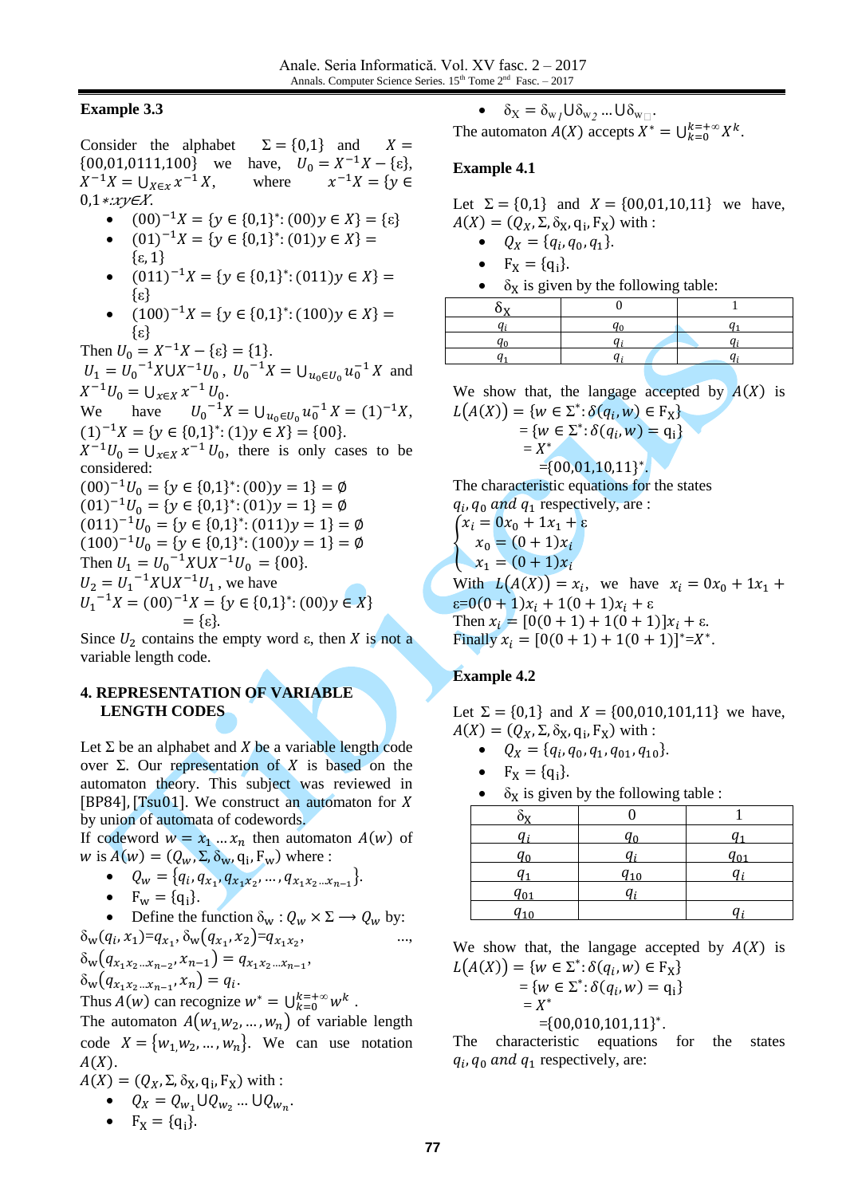**Example 3.3**

Consider the alphabet $\Sigma = \{0,1\}$ and $X = \{00,01,0111,100\}$ we have, $U_0 = X^{-1}X - \{\varepsilon\}$, $X^{-1}X = \bigcup_{x \in X} x^{-1}X$, where $x^{-1}X = \{y \in 0,1*: xy \in X\}$.

- $(00)^{-1}X = \{y \in \{0,1\}^*: (00)y \in X\} = \{\varepsilon\}$
- $(01)^{-1}X = \{y \in \{0,1\}^*: (01)y \in X\} = \{\varepsilon, 1\}$
- $(011)^{-1}X = \{y \in \{0,1\}^*: (011)y \in X\} = \{\varepsilon\}$
- $(100)^{-1}X = \{y \in \{0,1\}^*: (100)y \in X\} = \{\varepsilon\}$

Then $U_0 = X^{-1}X - \{\varepsilon\} = \{1\}$.

$U_1 = U_0{}^{-1}X \cup X^{-1}U_0$, $U_0{}^{-1}X = \bigcup_{u_0 \in U_0} u_0^{-1}X$ and $X^{-1}U_0 = \bigcup_{x \in X} x^{-1}U_0$.

We have $U_0{}^{-1}X = \bigcup_{u_0 \in U_0} u_0^{-1}X = (1)^{-1}X$, $(1)^{-1}X = \{y \in \{0,1\}^*: (1)y \in X\} = \{00\}$.

$X^{-1}U_0 = \bigcup_{x \in X} x^{-1}U_0$, there is only cases to be considered:

$(00)^{-1}U_0 = \{y \in \{0,1\}^*: (00)y = 1\} = \emptyset$
$(01)^{-1}U_0 = \{y \in \{0,1\}^*: (01)y = 1\} = \emptyset$
$(011)^{-1}U_0 = \{y \in \{0,1\}^*: (011)y = 1\} = \emptyset$
$(100)^{-1}U_0 = \{y \in \{0,1\}^*: (100)y = 1\} = \emptyset$

Then $U_1 = U_0{}^{-1}X \cup X^{-1}U_0 = \{00\}$.

$U_2 = U_1{}^{-1}X \cup X^{-1}U_1$, we have

$U_1{}^{-1}X = (00)^{-1}X = \{y \in \{0,1\}^*: (00)y \in X\} = \{\varepsilon\}$.

Since $U_2$ contains the empty word ε, then $X$ is not a variable length code.

## 4. REPRESENTATION OF VARIABLE LENGTH CODES

Let Σ be an alphabet and $X$ be a variable length code over Σ. Our representation of $X$ is based on the automaton theory. This subject was reviewed in [BP84], [Tsu01]. We construct an automaton for $X$ by union of automata of codewords.

If codeword $w = x_1 \ldots x_n$ then automaton $A(w)$ of $w$ is $A(w) = (Q_w, \Sigma, \delta_w, q_i, F_w)$ where :

- $Q_w = \{q_i, q_{x_1}, q_{x_1x_2}, \ldots, q_{x_1x_2\ldots x_{n-1}}\}$.
- $F_w = \{q_i\}$.
- Define the function $\delta_w : Q_w \times \Sigma \longrightarrow Q_w$ by:

$\delta_w(q_i, x_1) = q_{x_1}$, $\delta_w(q_{x_1}, x_2) = q_{x_1x_2}$, ...,
$\delta_w(q_{x_1x_2\ldots x_{n-2}}, x_{n-1}) = q_{x_1x_2\ldots x_{n-1}}$,
$\delta_w(q_{x_1x_2\ldots x_{n-1}}, x_n) = q_i$.

Thus $A(w)$ can recognize $w^* = \bigcup_{k=0}^{k=+\infty} w^k$ .

The automaton $A(w_1, w_2, \ldots, w_n)$ of variable length code $X = \{w_1, w_2, \ldots, w_n\}$. We can use notation $A(X)$.

$A(X) = (Q_X, \Sigma, \delta_X, q_i, F_X)$ with :

- $Q_X = Q_{w_1} \cup Q_{w_2} \ldots \cup Q_{w_n}$.
- $F_X = \{q_i\}$.
- $\delta_X = \delta_{w_1} \cup \delta_{w_2} \ldots \cup \delta_{w_n}$.

The automaton $A(X)$ accepts $X^* = \bigcup_{k=0}^{k=+\infty} X^k$.

**Example 4.1**

Let $\Sigma = \{0,1\}$ and $X = \{00,01,10,11\}$ we have, $A(X) = (Q_X, \Sigma, \delta_X, q_i, F_X)$ with :

- $Q_X = \{q_i, q_0, q_1\}$.
- $F_X = \{q_i\}$.
- $\delta_X$ is given by the following table:

| $\delta_X$ | 0 | 1 |
|---|---|---|
| $q_i$ | $q_0$ | $q_1$ |
| $q_0$ | $q_i$ | $q_i$ |
| $q_1$ | $q_i$ | $q_i$ |

We show that, the langage accepted by $A(X)$ is

$L(A(X)) = \{w \in \Sigma^*: \delta(q_i, w) \in F_X\}$
$= \{w \in \Sigma^*: \delta(q_i, w) = q_i\}$
$= X^*$
$= \{00,01,10,11\}^*$.

The characteristic equations for the states $q_i, q_0$ *and* $q_1$ respectively, are :

$$\begin{cases} x_i = 0x_0 + 1x_1 + \varepsilon \\ x_0 = (0+1)x_i \\ x_1 = (0+1)x_i \end{cases}$$

With $L(A(X)) = x_i$, we have $x_i = 0x_0 + 1x_1 + \varepsilon = 0(0+1)x_i + 1(0+1)x_i + \varepsilon$

Then $x_i = [0(0+1) + 1(0+1)]x_i + \varepsilon$.

Finally $x_i = [0(0+1) + 1(0+1)]^* = X^*$.

**Example 4.2**

Let $\Sigma = \{0,1\}$ and $X = \{00,010,101,11\}$ we have, $A(X) = (Q_X, \Sigma, \delta_X, q_i, F_X)$ with :

- $Q_X = \{q_i, q_0, q_1, q_{01}, q_{10}\}$.
- $F_X = \{q_i\}$.
- $\delta_X$ is given by the following table :

| $\delta_X$ | 0 | 1 |
|---|---|---|
| $q_i$ | $q_0$ | $q_1$ |
| $q_0$ | $q_i$ | $q_{01}$ |
| $q_1$ | $q_{10}$ | $q_i$ |
| $q_{01}$ | $q_i$ | |
| $q_{10}$ | | $q_i$ |

We show that, the langage accepted by $A(X)$ is

$L(A(X)) = \{w \in \Sigma^*: \delta(q_i, w) \in F_X\}$
$= \{w \in \Sigma^*: \delta(q_i, w) = q_i\}$
$= X^*$
$= \{00,010,101,11\}^*$.

The characteristic equations for the states $q_i, q_0$ *and* $q_1$ respectively, are: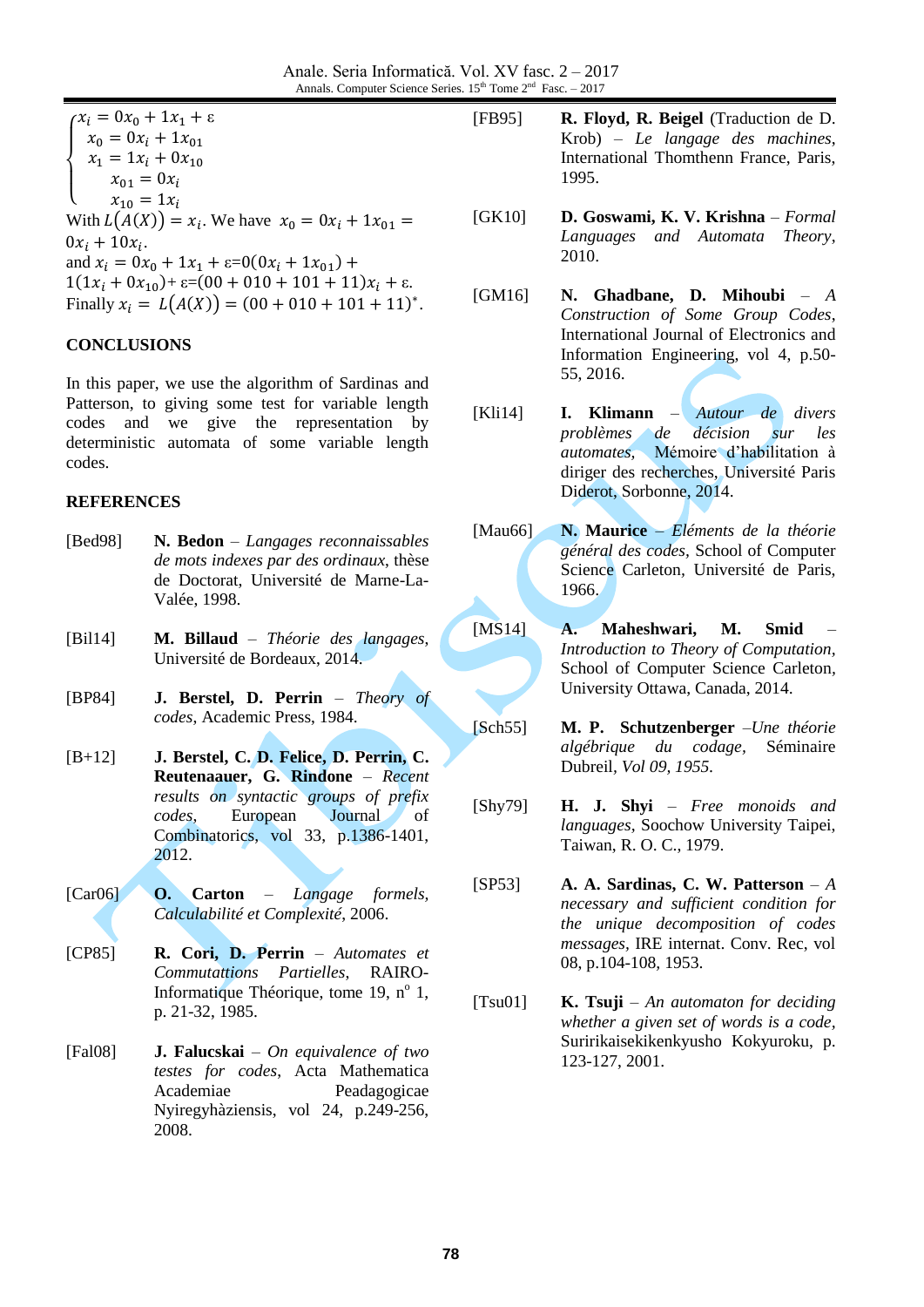$$\begin{cases} x_i = 0x_0 + 1x_1 + \varepsilon \\ x_0 = 0x_i + 1x_{01} \\ x_1 = 1x_i + 0x_{10} \\ x_{01} = 0x_i \\ x_{10} = 1x_i \end{cases}$$

With $L(A(X)) = x_i$. We have $x_0 = 0x_i + 1x_{01} = 0x_i + 10x_i$.

and $x_i = 0x_0 + 1x_1 + \varepsilon = 0(0x_i + 1x_{01}) + 1(1x_i + 0x_{10}) + \varepsilon = (00 + 010 + 101 + 11)x_i + \varepsilon$.

Finally $x_i = L(A(X)) = (00 + 010 + 101 + 11)^*$.

## CONCLUSIONS

In this paper, we use the algorithm of Sardinas and Patterson, to giving some test for variable length codes and we give the representation by deterministic automata of some variable length codes.

## REFERENCES

[Bed98] **N. Bedon** – *Langages reconnaissables de mots indexes par des ordinaux*, thèse de Doctorat, Université de Marne-La-Valée, 1998.

[Bil14] **M. Billaud** – *Théorie des langages*, Université de Bordeaux, 2014.

[BP84] **J. Berstel, D. Perrin** – *Theory of codes*, Academic Press, 1984.

[B+12] **J. Berstel, C. D. Felice, D. Perrin, C. Reutenaauer, G. Rindone** – *Recent results on syntactic groups of prefix codes*, European Journal of Combinatorics, vol 33, p.1386-1401, 2012.

[Car06] **O. Carton** – *Langage formels, Calculabilité et Complexité*, 2006.

[CP85] **R. Cori, D. Perrin** – *Automates et Commutattions Partielles*, RAIRO-Informatique Théorique, tome 19, n° 1, p. 21-32, 1985.

[Fal08] **J. Falucskai** – *On equivalence of two testes for codes*, Acta Mathematica Academiae Peadagogicae Nyiregyhàziensis, vol 24, p.249-256, 2008.

[FB95] **R. Floyd, R. Beigel** (Traduction de D. Krob) – *Le langage des machines*, International Thomthenn France, Paris, 1995.

[GK10] **D. Goswami, K. V. Krishna** – *Formal Languages and Automata Theory*, 2010.

[GM16] **N. Ghadbane, D. Mihoubi** – *A Construction of Some Group Codes*, International Journal of Electronics and Information Engineering, vol 4, p.50-55, 2016.

[Kli14] **I. Klimann** – *Autour de divers problèmes de décision sur les automates*, Mémoire d'habilitation à diriger des recherches, Université Paris Diderot, Sorbonne, 2014.

[Mau66] **N. Maurice** – *Eléments de la théorie général des codes*, School of Computer Science Carleton, Université de Paris, 1966.

[MS14] **A. Maheshwari, M. Smid** – *Introduction to Theory of Computation*, School of Computer Science Carleton, University Ottawa, Canada, 2014.

[Sch55] **M. P. Schutzenberger** –*Une théorie algébrique du codage*, Séminaire Dubreil, *Vol 09, 1955.*

[Shy79] **H. J. Shyi** – *Free monoids and languages*, Soochow University Taipei, Taiwan, R. O. C., 1979.

[SP53] **A. A. Sardinas, C. W. Patterson** – *A necessary and sufficient condition for the unique decomposition of codes messages*, IRE internat. Conv. Rec, vol 08, p.104-108, 1953.

[Tsu01] **K. Tsuji** – *An automaton for deciding whether a given set of words is a code*, Suririkaisekikenkyusho Kokyuroku, p. 123-127, 2001.